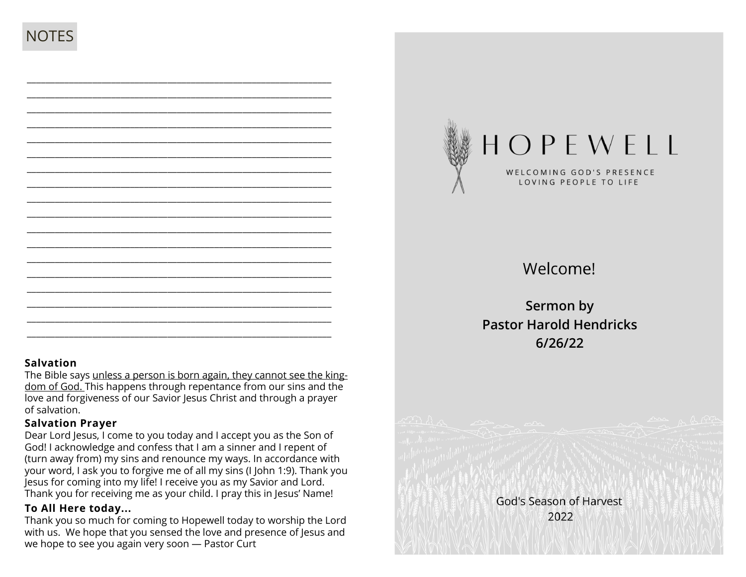## NOTES

________________________________________________________________
________________________________________________________________
________________________________________________________________
________________________________________________________________
________________________________________________________________
________________________________________________________________
________________________________________________________________
________________________________________________________________
________________________________________________________________
________________________________________________________________
________________________________________________________________
________________________________________________________________
________________________________________________________________
________________________________________________________________
________________________________________________________________
________________________________________________________________
________________________________________________________________
________________________________________________________________

**Salvation**

The Bible says unless a person is born again, they cannot see the kingdom of God. This happens through repentance from our sins and the love and forgiveness of our Savior Jesus Christ and through a prayer of salvation.

**Salvation Prayer**

Dear Lord Jesus, I come to you today and I accept you as the Son of God! I acknowledge and confess that I am a sinner and I repent of (turn away from) my sins and renounce my ways. In accordance with your word, I ask you to forgive me of all my sins (I John 1:9). Thank you Jesus for coming into my life! I receive you as my Savior and Lord. Thank you for receiving me as your child. I pray this in Jesus' Name!

**To All Here today...**

Thank you so much for coming to Hopewell today to worship the Lord with us. We hope that you sensed the love and presence of Jesus and we hope to see you again very soon — Pastor Curt

# HOPEWELL

WELCOMING GOD'S PRESENCE
LOVING PEOPLE TO LIFE

Welcome!

**Sermon by**
**Pastor Harold Hendricks**
**6/26/22**

God's Season of Harvest
2022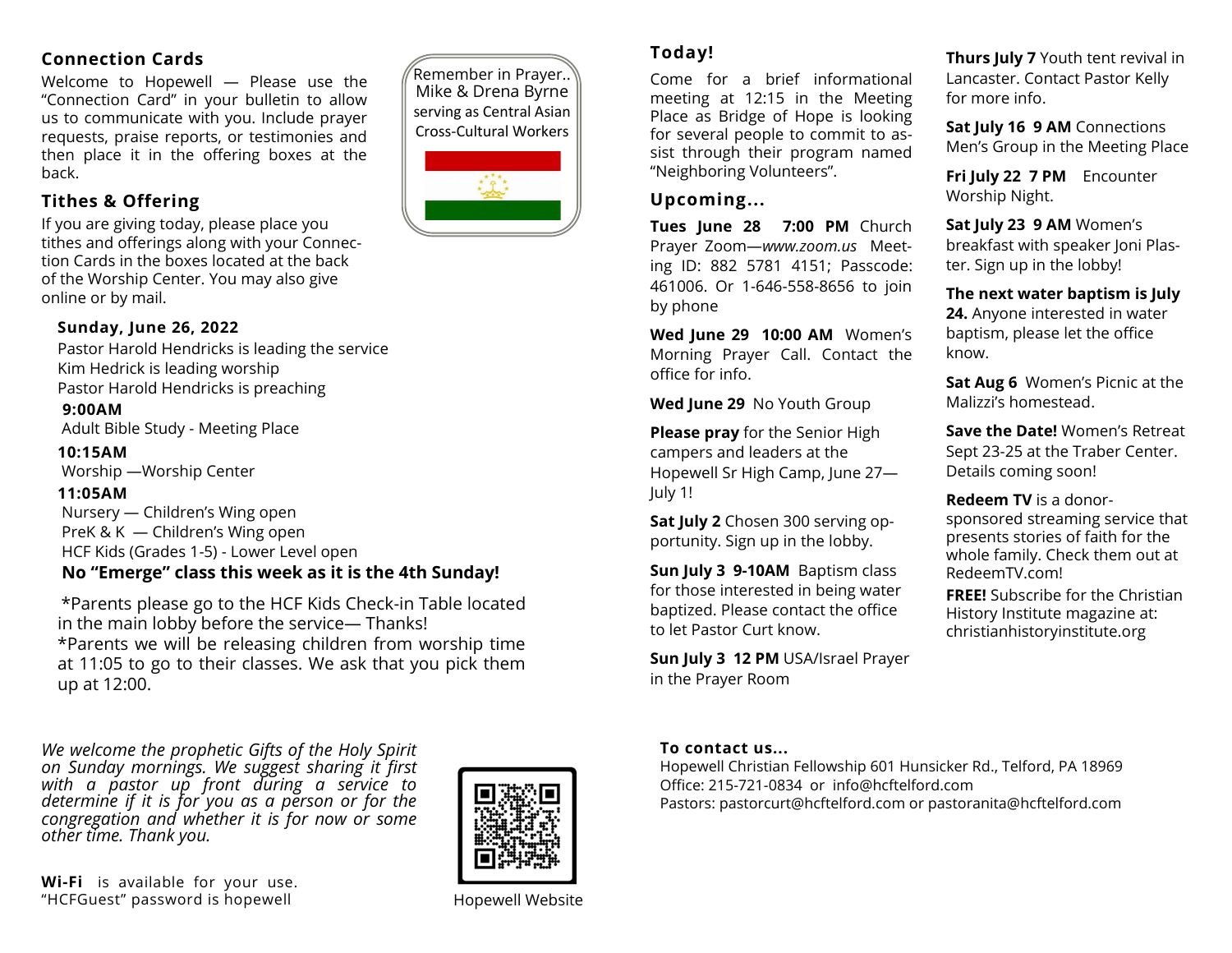## Connection Cards

Welcome to Hopewell — Please use the "Connection Card" in your bulletin to allow us to communicate with you. Include prayer requests, praise reports, or testimonies and then place it in the offering boxes at the back.

Remember in Prayer..
Mike & Drena Byrne
serving as Central Asian Cross-Cultural Workers

## Tithes & Offering

If you are giving today, please place you tithes and offerings along with your Connection Cards in the boxes located at the back of the Worship Center. You may also give online or by mail.

**Sunday, June 26, 2022**

Pastor Harold Hendricks is leading the service
Kim Hedrick is leading worship
Pastor Harold Hendricks is preaching

**9:00AM**
Adult Bible Study - Meeting Place

**10:15AM**
Worship —Worship Center

**11:05AM**
Nursery — Children's Wing open
PreK & K — Children's Wing open
HCF Kids (Grades 1-5) - Lower Level open

**No "Emerge" class this week as it is the 4th Sunday!**

*Parents please go to the HCF Kids Check-in Table located in the main lobby before the service— Thanks!
*Parents we will be releasing children from worship time at 11:05 to go to their classes. We ask that you pick them up at 12:00.

*We welcome the prophetic Gifts of the Holy Spirit on Sunday mornings. We suggest sharing it first with a pastor up front during a service to determine if it is for you as a person or for the congregation and whether it is for now or some other time. Thank you.*

**Wi-Fi** is available for your use. "HCFGuest" password is hopewell

Hopewell Website

## Today!

Come for a brief informational meeting at 12:15 in the Meeting Place as Bridge of Hope is looking for several people to commit to assist through their program named "Neighboring Volunteers".

## Upcoming...

**Tues June 28 7:00 PM** Church Prayer Zoom—*www.zoom.us* Meeting ID: 882 5781 4151; Passcode: 461006. Or 1-646-558-8656 to join by phone

**Wed June 29 10:00 AM** Women's Morning Prayer Call. Contact the office for info.

**Wed June 29** No Youth Group

**Please pray** for the Senior High campers and leaders at the Hopewell Sr High Camp, June 27—July 1!

**Sat July 2** Chosen 300 serving opportunity. Sign up in the lobby.

**Sun July 3 9-10AM** Baptism class for those interested in being water baptized. Please contact the office to let Pastor Curt know.

**Sun July 3 12 PM** USA/Israel Prayer in the Prayer Room

**Thurs July 7** Youth tent revival in Lancaster. Contact Pastor Kelly for more info.

**Sat July 16 9 AM** Connections Men's Group in the Meeting Place

**Fri July 22 7 PM** Encounter Worship Night.

**Sat July 23 9 AM** Women's breakfast with speaker Joni Plaster. Sign up in the lobby!

**The next water baptism is July 24.** Anyone interested in water baptism, please let the office know.

**Sat Aug 6** Women's Picnic at the Malizzi's homestead.

**Save the Date!** Women's Retreat Sept 23-25 at the Traber Center. Details coming soon!

**Redeem TV** is a donor-sponsored streaming service that presents stories of faith for the whole family. Check them out at RedeemTV.com!

**FREE!** Subscribe for the Christian History Institute magazine at: christianhistoryinstitute.org

**To contact us...**
Hopewell Christian Fellowship 601 Hunsicker Rd., Telford, PA 18969
Office: 215-721-0834 or info@hcftelford.com
Pastors: pastorcurt@hcftelford.com or pastoranita@hcftelford.com